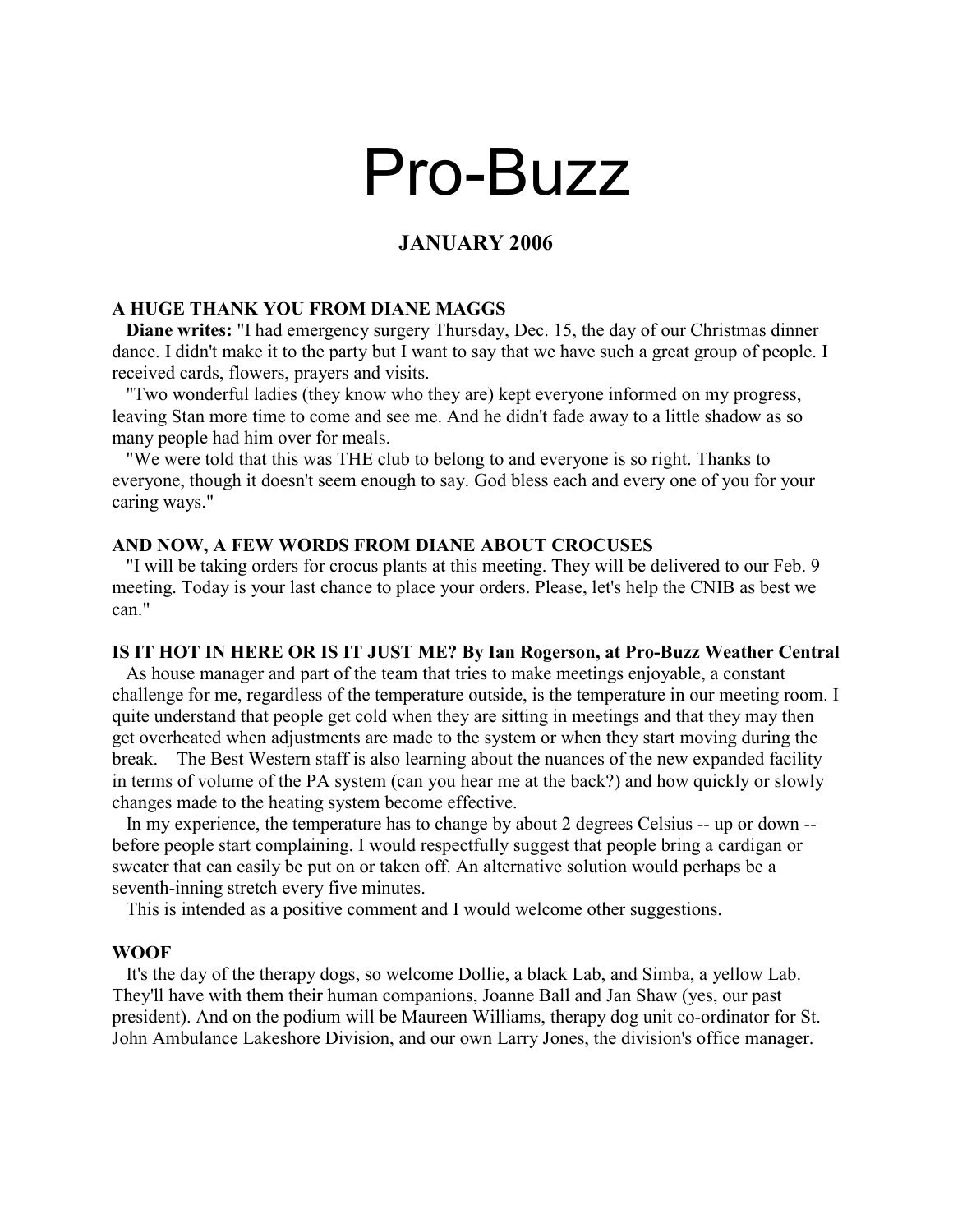# Pro-Buzz

## JANUARY 2006

### A HUGE THANK YOU FROM DIANE MAGGS

**Diane writes:** "I had emergency surgery Thursday, Dec. 15, the day of our Christmas dinner dance. I didn't make it to the party but I want to say that we have such a great group of people. I received cards, flowers, prayers and visits.

"Two wonderful ladies (they know who they are) kept everyone informed on my progress, leaving Stan more time to come and see me. And he didn't fade away to a little shadow as so many people had him over for meals.

"We were told that this was THE club to belong to and everyone is so right. Thanks to everyone, though it doesn't seem enough to say. God bless each and every one of you for your caring ways."

### AND NOW, A FEW WORDS FROM DIANE ABOUT CROCUSES

"I will be taking orders for crocus plants at this meeting. They will be delivered to our Feb. 9 meeting. Today is your last chance to place your orders. Please, let's help the CNIB as best we can."

### IS IT HOT IN HERE OR IS IT JUST ME? By Ian Rogerson, at Pro-Buzz Weather Central

As house manager and part of the team that tries to make meetings enjoyable, a constant challenge for me, regardless of the temperature outside, is the temperature in our meeting room. I quite understand that people get cold when they are sitting in meetings and that they may then get overheated when adjustments are made to the system or when they start moving during the break. The Best Western staff is also learning about the nuances of the new expanded facility in terms of volume of the PA system (can you hear me at the back?) and how quickly or slowly changes made to the heating system become effective.

In my experience, the temperature has to change by about 2 degrees Celsius -- up or down -- before people start complaining. I would respectfully suggest that people bring a cardigan or sweater that can easily be put on or taken off. An alternative solution would perhaps be a seventh-inning stretch every five minutes.

This is intended as a positive comment and I would welcome other suggestions.

### WOOF

It's the day of the therapy dogs, so welcome Dollie, a black Lab, and Simba, a yellow Lab. They'll have with them their human companions, Joanne Ball and Jan Shaw (yes, our past president). And on the podium will be Maureen Williams, therapy dog unit co-ordinator for St. John Ambulance Lakeshore Division, and our own Larry Jones, the division's office manager.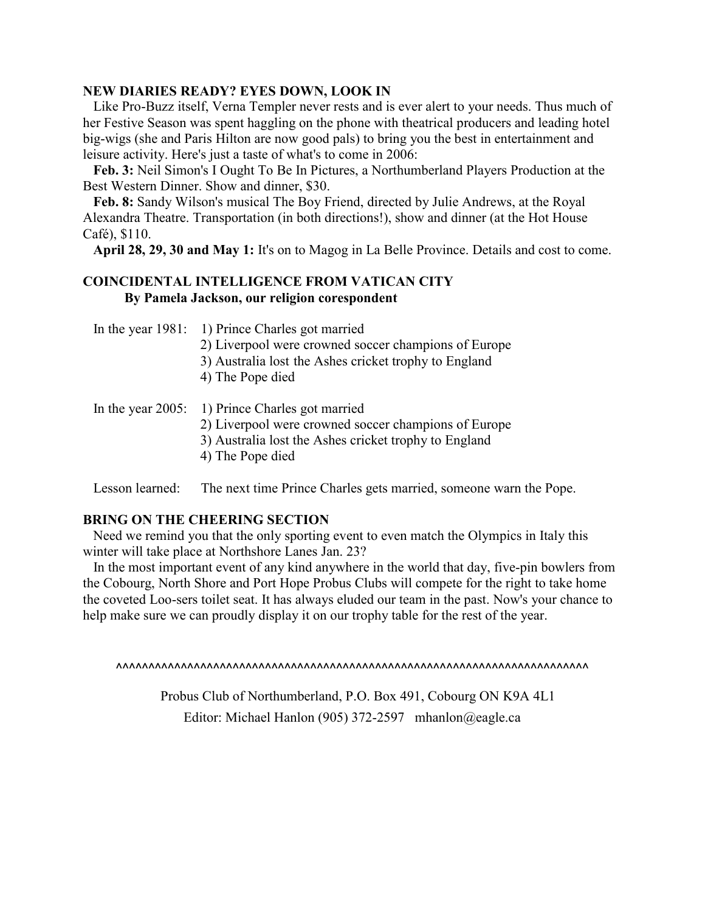### NEW DIARIES READY? EYES DOWN, LOOK IN

Like Pro-Buzz itself, Verna Templer never rests and is ever alert to your needs. Thus much of her Festive Season was spent haggling on the phone with theatrical producers and leading hotel big-wigs (she and Paris Hilton are now good pals) to bring you the best in entertainment and leisure activity. Here's just a taste of what's to come in 2006:

**Feb. 3:** Neil Simon's I Ought To Be In Pictures, a Northumberland Players Production at the Best Western Dinner. Show and dinner, $30.

**Feb. 8:** Sandy Wilson's musical The Boy Friend, directed by Julie Andrews, at the Royal Alexandra Theatre. Transportation (in both directions!), show and dinner (at the Hot House Café), $110.

**April 28, 29, 30 and May 1:** It's on to Magog in La Belle Province. Details and cost to come.

### COINCIDENTAL INTELLIGENCE FROM VATICAN CITY

**By Pamela Jackson, our religion corespondent**

In the year 1981:
1) Prince Charles got married
2) Liverpool were crowned soccer champions of Europe
3) Australia lost the Ashes cricket trophy to England
4) The Pope died

In the year 2005:
1) Prince Charles got married
2) Liverpool were crowned soccer champions of Europe
3) Australia lost the Ashes cricket trophy to England
4) The Pope died

Lesson learned: The next time Prince Charles gets married, someone warn the Pope.

### BRING ON THE CHEERING SECTION

Need we remind you that the only sporting event to even match the Olympics in Italy this winter will take place at Northshore Lanes Jan. 23?

In the most important event of any kind anywhere in the world that day, five-pin bowlers from the Cobourg, North Shore and Port Hope Probus Clubs will compete for the right to take home the coveted Loo-sers toilet seat. It has always eluded our team in the past. Now's your chance to help make sure we can proudly display it on our trophy table for the rest of the year.

^^^^^^^^^^^^^^^^^^^^^^^^^^^^^^^^^^^^^^^^^^^^^^^^^^^^^^^^^^^^^^^^^^^^^^^^^^

Probus Club of Northumberland, P.O. Box 491, Cobourg ON K9A 4L1

Editor: Michael Hanlon (905) 372-2597 mhanlon@eagle.ca